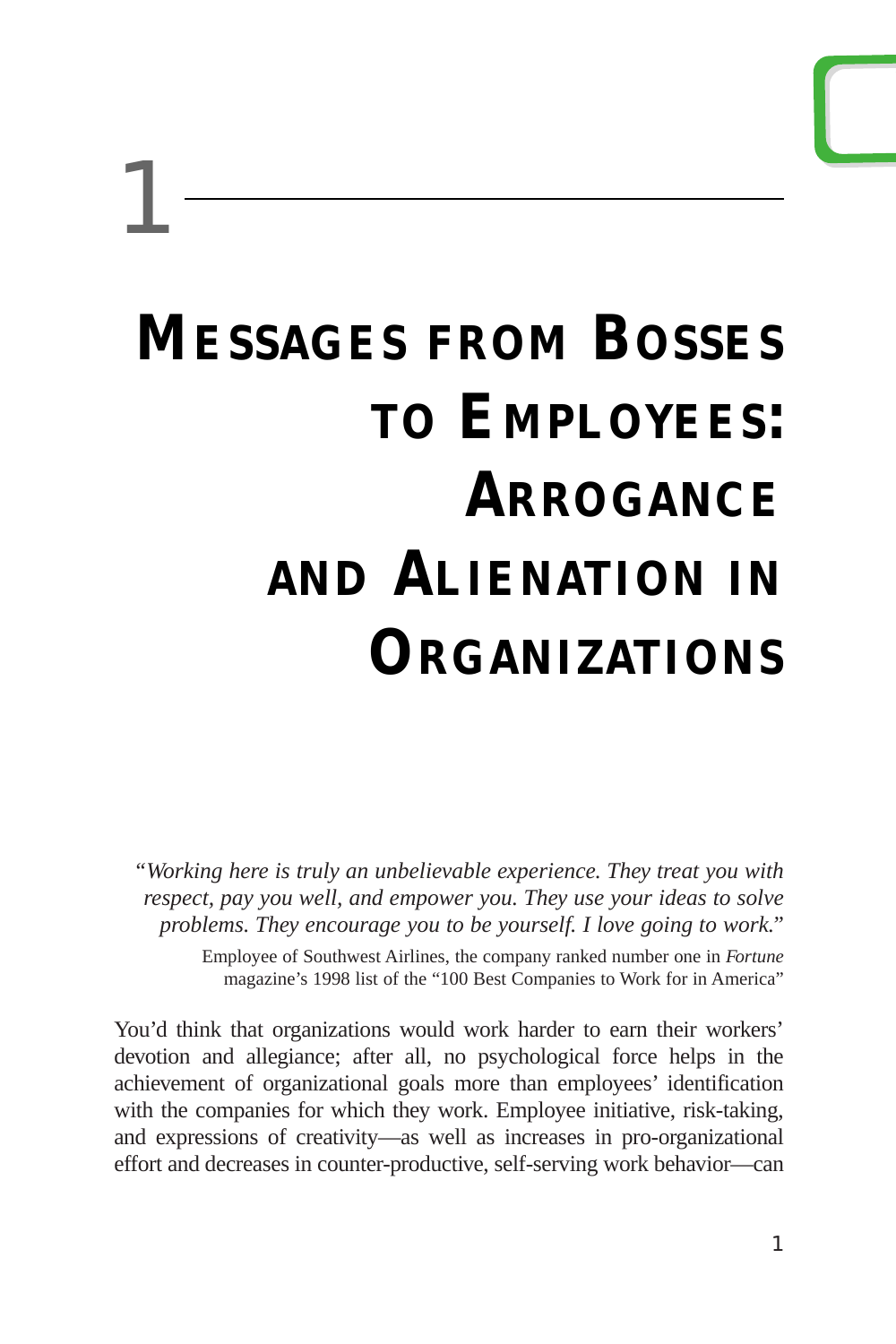# 1

# Messages from Bosses to Employees: Arrogance and Alienation in Organizations

> *"Working here is truly an unbelievable experience. They treat you with respect, pay you well, and empower you. They use your ideas to solve problems. They encourage you to be yourself. I love going to work."*
>
> Employee of Southwest Airlines, the company ranked number one in *Fortune* magazine's 1998 list of the "100 Best Companies to Work for in America"

You'd think that organizations would work harder to earn their workers' devotion and allegiance; after all, no psychological force helps in the achievement of organizational goals more than employees' identification with the companies for which they work. Employee initiative, risk-taking, and expressions of creativity—as well as increases in pro-organizational effort and decreases in counter-productive, self-serving work behavior—can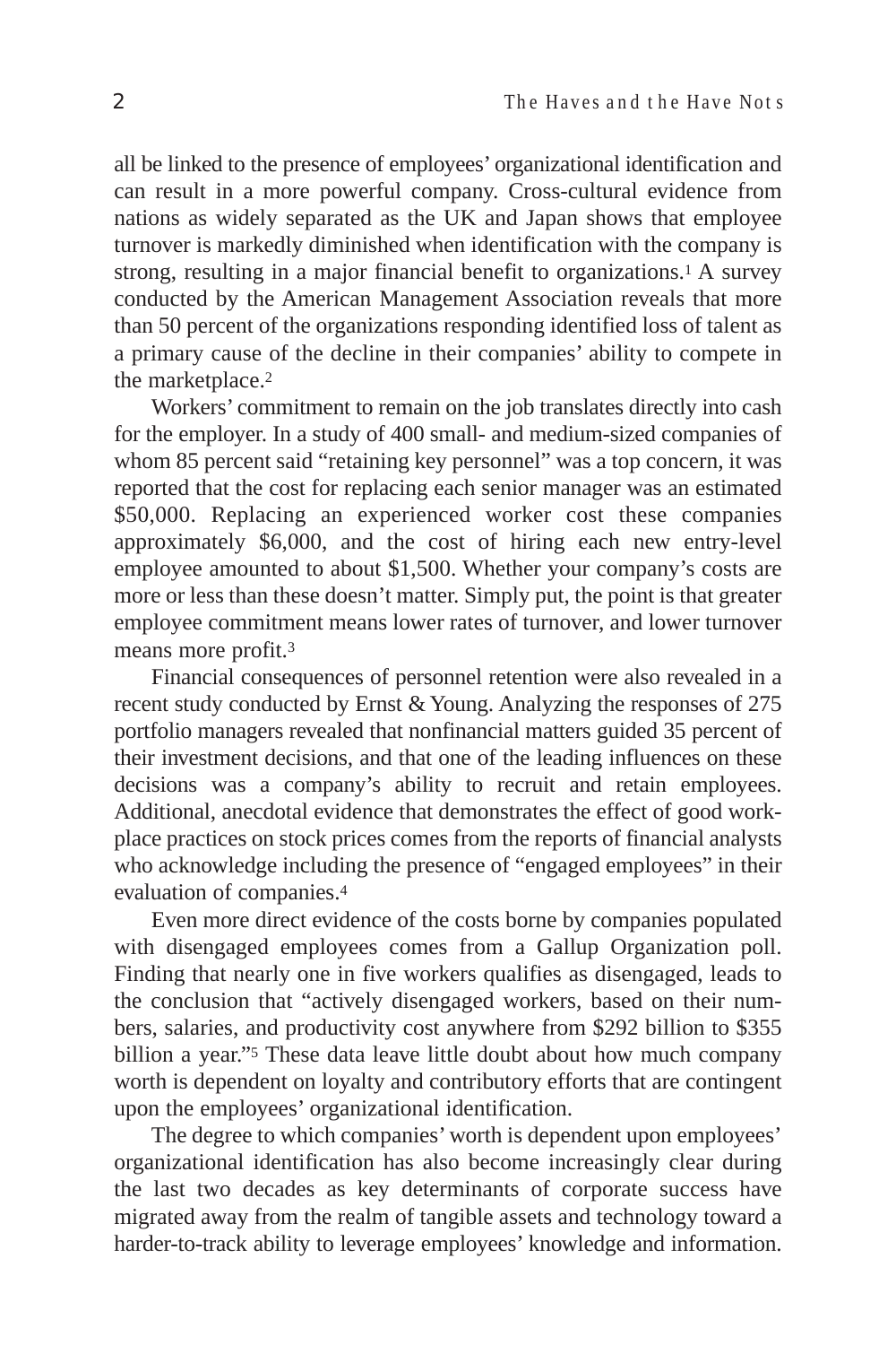all be linked to the presence of employees' organizational identification and can result in a more powerful company. Cross-cultural evidence from nations as widely separated as the UK and Japan shows that employee turnover is markedly diminished when identification with the company is strong, resulting in a major financial benefit to organizations.[1] A survey conducted by the American Management Association reveals that more than 50 percent of the organizations responding identified loss of talent as a primary cause of the decline in their companies' ability to compete in the marketplace.[2]

Workers' commitment to remain on the job translates directly into cash for the employer. In a study of 400 small- and medium-sized companies of whom 85 percent said "retaining key personnel" was a top concern, it was reported that the cost for replacing each senior manager was an estimated $50,000. Replacing an experienced worker cost these companies approximately $6,000, and the cost of hiring each new entry-level employee amounted to about $1,500. Whether your company's costs are more or less than these doesn't matter. Simply put, the point is that greater employee commitment means lower rates of turnover, and lower turnover means more profit.[3]

Financial consequences of personnel retention were also revealed in a recent study conducted by Ernst & Young. Analyzing the responses of 275 portfolio managers revealed that nonfinancial matters guided 35 percent of their investment decisions, and that one of the leading influences on these decisions was a company's ability to recruit and retain employees. Additional, anecdotal evidence that demonstrates the effect of good workplace practices on stock prices comes from the reports of financial analysts who acknowledge including the presence of "engaged employees" in their evaluation of companies.[4]

Even more direct evidence of the costs borne by companies populated with disengaged employees comes from a Gallup Organization poll. Finding that nearly one in five workers qualifies as disengaged, leads to the conclusion that "actively disengaged workers, based on their numbers, salaries, and productivity cost anywhere from $292 billion to $355 billion a year."[5] These data leave little doubt about how much company worth is dependent on loyalty and contributory efforts that are contingent upon the employees' organizational identification.

The degree to which companies' worth is dependent upon employees' organizational identification has also become increasingly clear during the last two decades as key determinants of corporate success have migrated away from the realm of tangible assets and technology toward a harder-to-track ability to leverage employees' knowledge and information.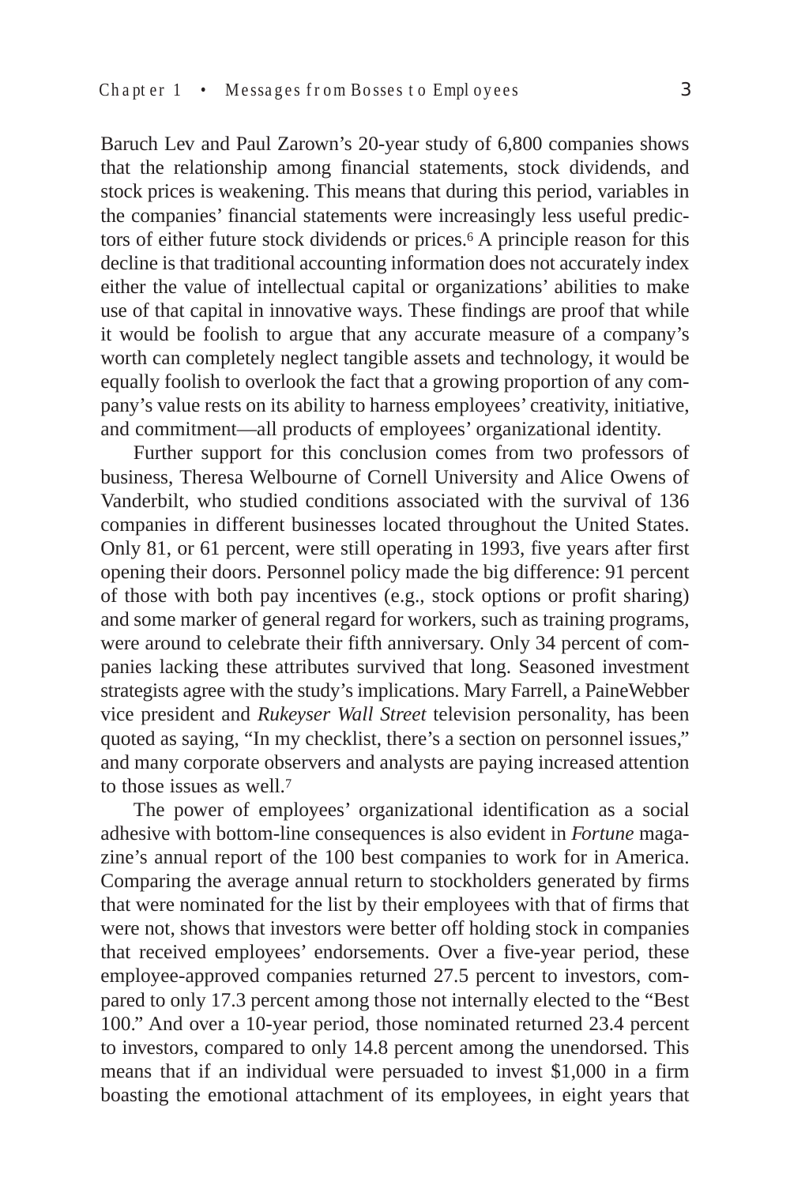Baruch Lev and Paul Zarown's 20-year study of 6,800 companies shows that the relationship among financial statements, stock dividends, and stock prices is weakening. This means that during this period, variables in the companies' financial statements were increasingly less useful predictors of either future stock dividends or prices.[6] A principle reason for this decline is that traditional accounting information does not accurately index either the value of intellectual capital or organizations' abilities to make use of that capital in innovative ways. These findings are proof that while it would be foolish to argue that any accurate measure of a company's worth can completely neglect tangible assets and technology, it would be equally foolish to overlook the fact that a growing proportion of any company's value rests on its ability to harness employees' creativity, initiative, and commitment—all products of employees' organizational identity.

Further support for this conclusion comes from two professors of business, Theresa Welbourne of Cornell University and Alice Owens of Vanderbilt, who studied conditions associated with the survival of 136 companies in different businesses located throughout the United States. Only 81, or 61 percent, were still operating in 1993, five years after first opening their doors. Personnel policy made the big difference: 91 percent of those with both pay incentives (e.g., stock options or profit sharing) and some marker of general regard for workers, such as training programs, were around to celebrate their fifth anniversary. Only 34 percent of companies lacking these attributes survived that long. Seasoned investment strategists agree with the study's implications. Mary Farrell, a PaineWebber vice president and *Rukeyser Wall Street* television personality, has been quoted as saying, "In my checklist, there's a section on personnel issues," and many corporate observers and analysts are paying increased attention to those issues as well.[7]

The power of employees' organizational identification as a social adhesive with bottom-line consequences is also evident in *Fortune* magazine's annual report of the 100 best companies to work for in America. Comparing the average annual return to stockholders generated by firms that were nominated for the list by their employees with that of firms that were not, shows that investors were better off holding stock in companies that received employees' endorsements. Over a five-year period, these employee-approved companies returned 27.5 percent to investors, compared to only 17.3 percent among those not internally elected to the "Best 100." And over a 10-year period, those nominated returned 23.4 percent to investors, compared to only 14.8 percent among the unendorsed. This means that if an individual were persuaded to invest $1,000 in a firm boasting the emotional attachment of its employees, in eight years that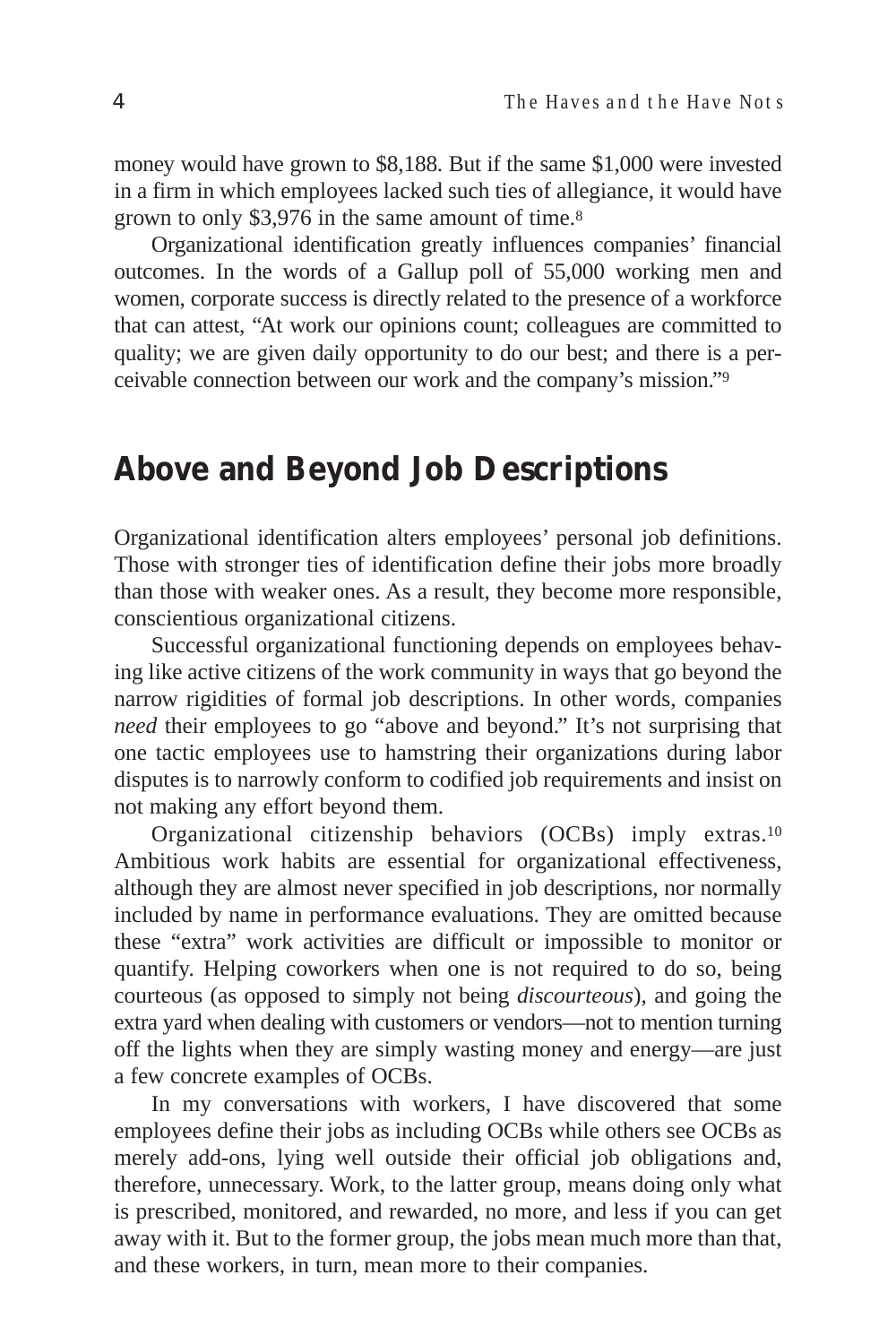money would have grown to $8,188. But if the same $1,000 were invested in a firm in which employees lacked such ties of allegiance, it would have grown to only $3,976 in the same amount of time.[8]

Organizational identification greatly influences companies' financial outcomes. In the words of a Gallup poll of 55,000 working men and women, corporate success is directly related to the presence of a workforce that can attest, "At work our opinions count; colleagues are committed to quality; we are given daily opportunity to do our best; and there is a perceivable connection between our work and the company's mission."[9]

## Above and Beyond Job Descriptions

Organizational identification alters employees' personal job definitions. Those with stronger ties of identification define their jobs more broadly than those with weaker ones. As a result, they become more responsible, conscientious organizational citizens.

Successful organizational functioning depends on employees behaving like active citizens of the work community in ways that go beyond the narrow rigidities of formal job descriptions. In other words, companies *need* their employees to go "above and beyond." It's not surprising that one tactic employees use to hamstring their organizations during labor disputes is to narrowly conform to codified job requirements and insist on not making any effort beyond them.

Organizational citizenship behaviors (OCBs) imply extras.[10] Ambitious work habits are essential for organizational effectiveness, although they are almost never specified in job descriptions, nor normally included by name in performance evaluations. They are omitted because these "extra" work activities are difficult or impossible to monitor or quantify. Helping coworkers when one is not required to do so, being courteous (as opposed to simply not being *discourteous*), and going the extra yard when dealing with customers or vendors—not to mention turning off the lights when they are simply wasting money and energy—are just a few concrete examples of OCBs.

In my conversations with workers, I have discovered that some employees define their jobs as including OCBs while others see OCBs as merely add-ons, lying well outside their official job obligations and, therefore, unnecessary. Work, to the latter group, means doing only what is prescribed, monitored, and rewarded, no more, and less if you can get away with it. But to the former group, the jobs mean much more than that, and these workers, in turn, mean more to their companies.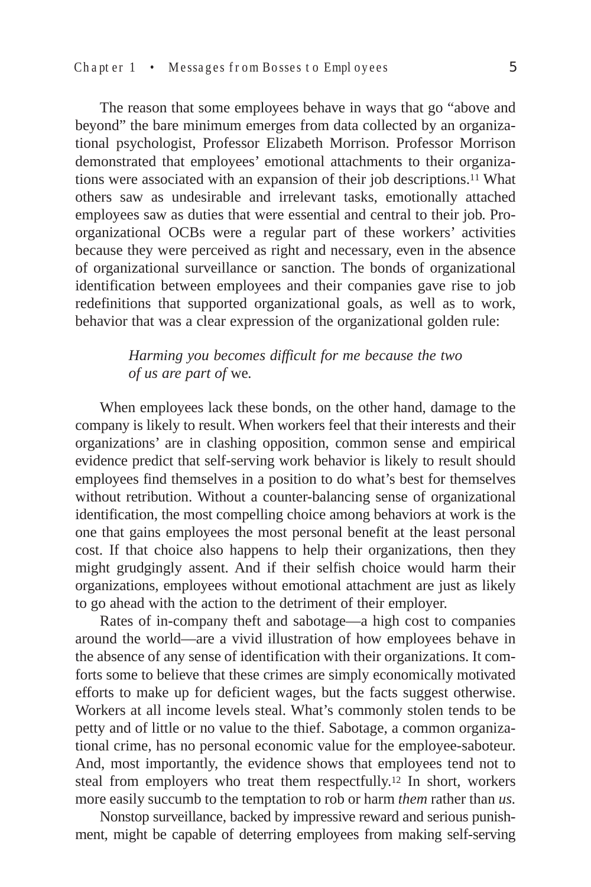The reason that some employees behave in ways that go "above and beyond" the bare minimum emerges from data collected by an organizational psychologist, Professor Elizabeth Morrison. Professor Morrison demonstrated that employees' emotional attachments to their organizations were associated with an expansion of their job descriptions.[11] What others saw as undesirable and irrelevant tasks, emotionally attached employees saw as duties that were essential and central to their job. Pro-organizational OCBs were a regular part of these workers' activities because they were perceived as right and necessary, even in the absence of organizational surveillance or sanction. The bonds of organizational identification between employees and their companies gave rise to job redefinitions that supported organizational goals, as well as to work, behavior that was a clear expression of the organizational golden rule:

> *Harming you becomes difficult for me because the two of us are part of* we.

When employees lack these bonds, on the other hand, damage to the company is likely to result. When workers feel that their interests and their organizations' are in clashing opposition, common sense and empirical evidence predict that self-serving work behavior is likely to result should employees find themselves in a position to do what's best for themselves without retribution. Without a counter-balancing sense of organizational identification, the most compelling choice among behaviors at work is the one that gains employees the most personal benefit at the least personal cost. If that choice also happens to help their organizations, then they might grudgingly assent. And if their selfish choice would harm their organizations, employees without emotional attachment are just as likely to go ahead with the action to the detriment of their employer.

Rates of in-company theft and sabotage—a high cost to companies around the world—are a vivid illustration of how employees behave in the absence of any sense of identification with their organizations. It comforts some to believe that these crimes are simply economically motivated efforts to make up for deficient wages, but the facts suggest otherwise. Workers at all income levels steal. What's commonly stolen tends to be petty and of little or no value to the thief. Sabotage, a common organizational crime, has no personal economic value for the employee-saboteur. And, most importantly, the evidence shows that employees tend not to steal from employers who treat them respectfully.[12] In short, workers more easily succumb to the temptation to rob or harm *them* rather than *us.*

Nonstop surveillance, backed by impressive reward and serious punishment, might be capable of deterring employees from making self-serving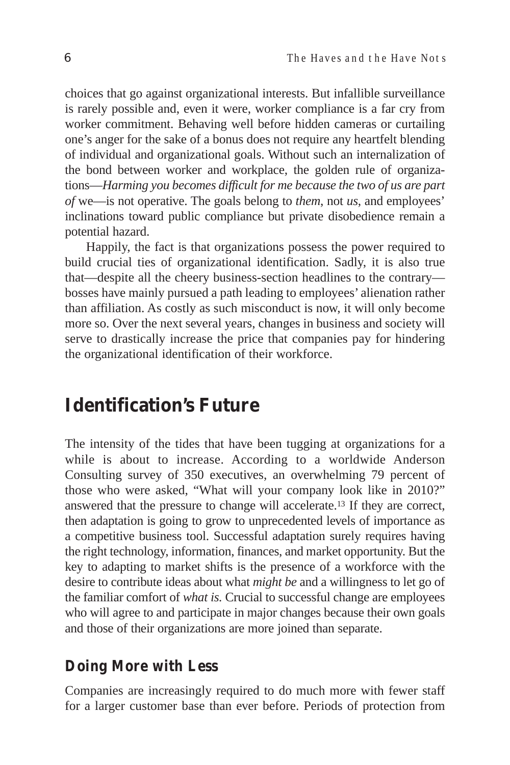choices that go against organizational interests. But infallible surveillance is rarely possible and, even it were, worker compliance is a far cry from worker commitment. Behaving well before hidden cameras or curtailing one's anger for the sake of a bonus does not require any heartfelt blending of individual and organizational goals. Without such an internalization of the bond between worker and workplace, the golden rule of organizations—*Harming you becomes difficult for me because the two of us are part of* we—is not operative. The goals belong to *them*, not *us*, and employees' inclinations toward public compliance but private disobedience remain a potential hazard.

Happily, the fact is that organizations possess the power required to build crucial ties of organizational identification. Sadly, it is also true that—despite all the cheery business-section headlines to the contrary—bosses have mainly pursued a path leading to employees' alienation rather than affiliation. As costly as such misconduct is now, it will only become more so. Over the next several years, changes in business and society will serve to drastically increase the price that companies pay for hindering the organizational identification of their workforce.

## Identification's Future

The intensity of the tides that have been tugging at organizations for a while is about to increase. According to a worldwide Anderson Consulting survey of 350 executives, an overwhelming 79 percent of those who were asked, "What will your company look like in 2010?" answered that the pressure to change will accelerate.[13] If they are correct, then adaptation is going to grow to unprecedented levels of importance as a competitive business tool. Successful adaptation surely requires having the right technology, information, finances, and market opportunity. But the key to adapting to market shifts is the presence of a workforce with the desire to contribute ideas about what *might be* and a willingness to let go of the familiar comfort of *what is.* Crucial to successful change are employees who will agree to and participate in major changes because their own goals and those of their organizations are more joined than separate.

### Doing More with Less

Companies are increasingly required to do much more with fewer staff for a larger customer base than ever before. Periods of protection from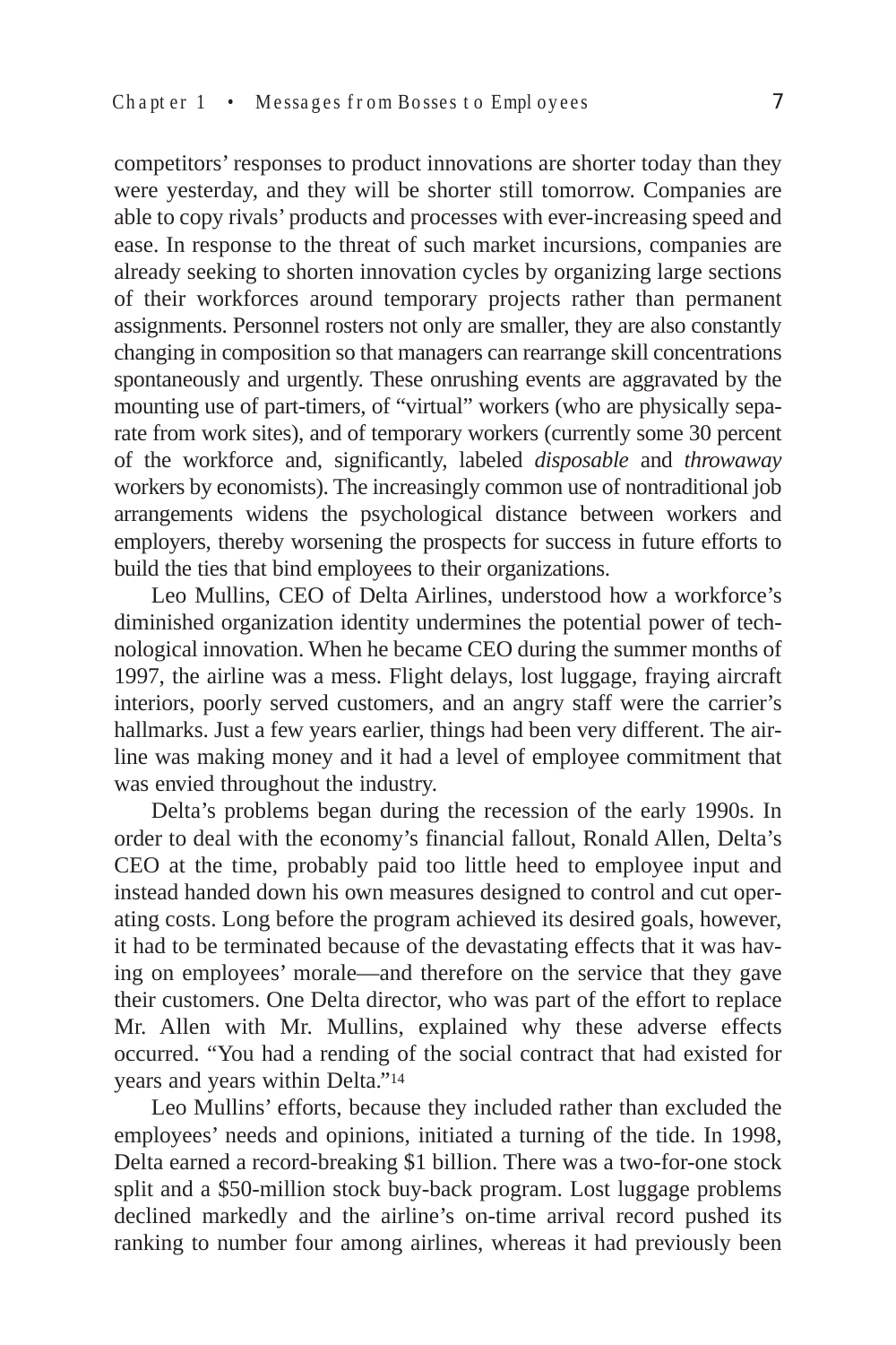competitors' responses to product innovations are shorter today than they were yesterday, and they will be shorter still tomorrow. Companies are able to copy rivals' products and processes with ever-increasing speed and ease. In response to the threat of such market incursions, companies are already seeking to shorten innovation cycles by organizing large sections of their workforces around temporary projects rather than permanent assignments. Personnel rosters not only are smaller, they are also constantly changing in composition so that managers can rearrange skill concentrations spontaneously and urgently. These onrushing events are aggravated by the mounting use of part-timers, of "virtual" workers (who are physically separate from work sites), and of temporary workers (currently some 30 percent of the workforce and, significantly, labeled *disposable* and *throwaway* workers by economists). The increasingly common use of nontraditional job arrangements widens the psychological distance between workers and employers, thereby worsening the prospects for success in future efforts to build the ties that bind employees to their organizations.

Leo Mullins, CEO of Delta Airlines, understood how a workforce's diminished organization identity undermines the potential power of technological innovation. When he became CEO during the summer months of 1997, the airline was a mess. Flight delays, lost luggage, fraying aircraft interiors, poorly served customers, and an angry staff were the carrier's hallmarks. Just a few years earlier, things had been very different. The airline was making money and it had a level of employee commitment that was envied throughout the industry.

Delta's problems began during the recession of the early 1990s. In order to deal with the economy's financial fallout, Ronald Allen, Delta's CEO at the time, probably paid too little heed to employee input and instead handed down his own measures designed to control and cut operating costs. Long before the program achieved its desired goals, however, it had to be terminated because of the devastating effects that it was having on employees' morale—and therefore on the service that they gave their customers. One Delta director, who was part of the effort to replace Mr. Allen with Mr. Mullins, explained why these adverse effects occurred. "You had a rending of the social contract that had existed for years and years within Delta."[14]

Leo Mullins' efforts, because they included rather than excluded the employees' needs and opinions, initiated a turning of the tide. In 1998, Delta earned a record-breaking $1 billion. There was a two-for-one stock split and a $50-million stock buy-back program. Lost luggage problems declined markedly and the airline's on-time arrival record pushed its ranking to number four among airlines, whereas it had previously been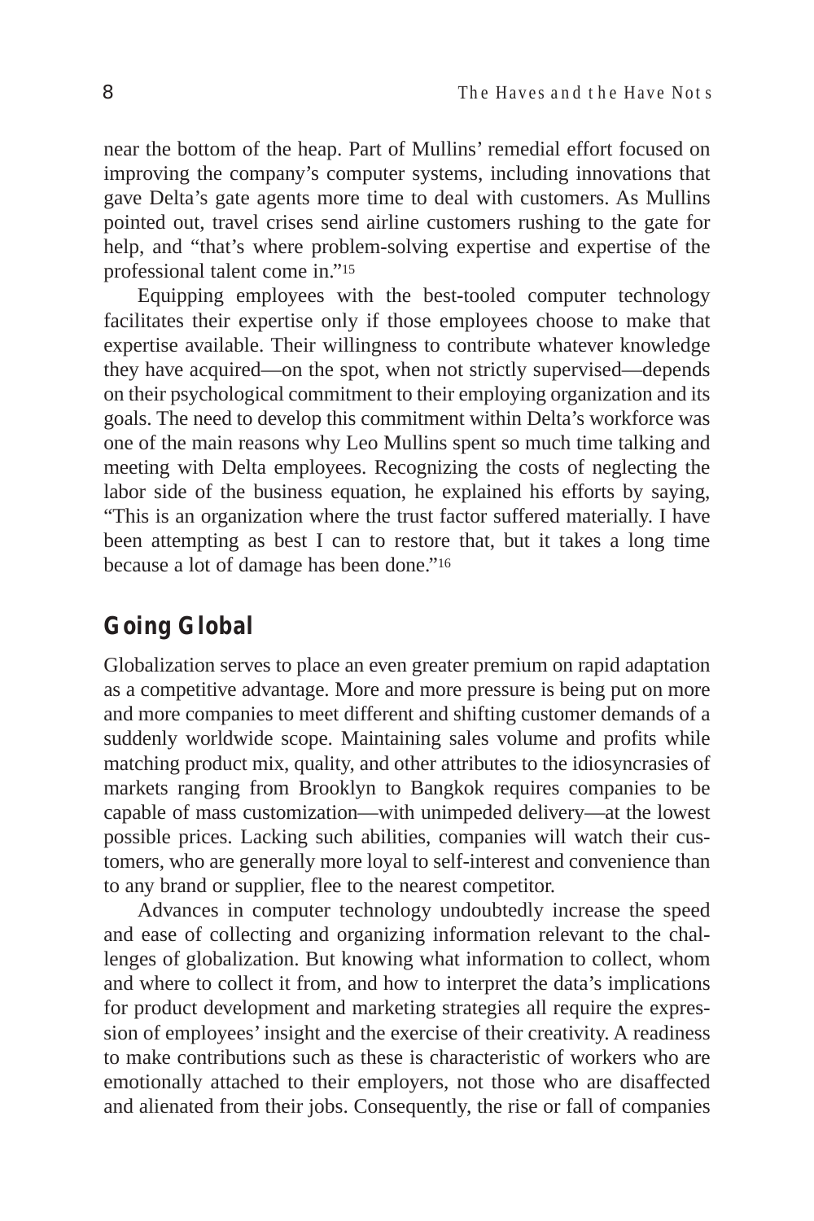near the bottom of the heap. Part of Mullins' remedial effort focused on improving the company's computer systems, including innovations that gave Delta's gate agents more time to deal with customers. As Mullins pointed out, travel crises send airline customers rushing to the gate for help, and "that's where problem-solving expertise and expertise of the professional talent come in."[15]

Equipping employees with the best-tooled computer technology facilitates their expertise only if those employees choose to make that expertise available. Their willingness to contribute whatever knowledge they have acquired—on the spot, when not strictly supervised—depends on their psychological commitment to their employing organization and its goals. The need to develop this commitment within Delta's workforce was one of the main reasons why Leo Mullins spent so much time talking and meeting with Delta employees. Recognizing the costs of neglecting the labor side of the business equation, he explained his efforts by saying, "This is an organization where the trust factor suffered materially. I have been attempting as best I can to restore that, but it takes a long time because a lot of damage has been done."[16]

## Going Global

Globalization serves to place an even greater premium on rapid adaptation as a competitive advantage. More and more pressure is being put on more and more companies to meet different and shifting customer demands of a suddenly worldwide scope. Maintaining sales volume and profits while matching product mix, quality, and other attributes to the idiosyncrasies of markets ranging from Brooklyn to Bangkok requires companies to be capable of mass customization—with unimpeded delivery—at the lowest possible prices. Lacking such abilities, companies will watch their customers, who are generally more loyal to self-interest and convenience than to any brand or supplier, flee to the nearest competitor.

Advances in computer technology undoubtedly increase the speed and ease of collecting and organizing information relevant to the challenges of globalization. But knowing what information to collect, whom and where to collect it from, and how to interpret the data's implications for product development and marketing strategies all require the expression of employees' insight and the exercise of their creativity. A readiness to make contributions such as these is characteristic of workers who are emotionally attached to their employers, not those who are disaffected and alienated from their jobs. Consequently, the rise or fall of companies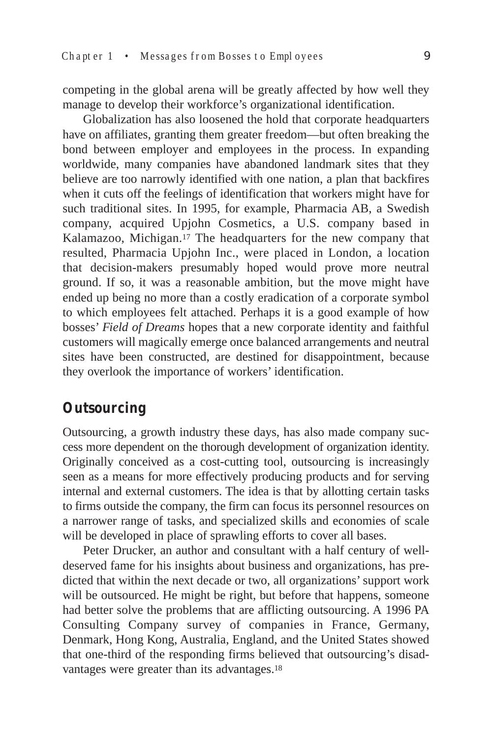competing in the global arena will be greatly affected by how well they manage to develop their workforce's organizational identification.

Globalization has also loosened the hold that corporate headquarters have on affiliates, granting them greater freedom—but often breaking the bond between employer and employees in the process. In expanding worldwide, many companies have abandoned landmark sites that they believe are too narrowly identified with one nation, a plan that backfires when it cuts off the feelings of identification that workers might have for such traditional sites. In 1995, for example, Pharmacia AB, a Swedish company, acquired Upjohn Cosmetics, a U.S. company based in Kalamazoo, Michigan.[17] The headquarters for the new company that resulted, Pharmacia Upjohn Inc., were placed in London, a location that decision-makers presumably hoped would prove more neutral ground. If so, it was a reasonable ambition, but the move might have ended up being no more than a costly eradication of a corporate symbol to which employees felt attached. Perhaps it is a good example of how bosses' *Field of Dreams* hopes that a new corporate identity and faithful customers will magically emerge once balanced arrangements and neutral sites have been constructed, are destined for disappointment, because they overlook the importance of workers' identification.

## Outsourcing

Outsourcing, a growth industry these days, has also made company success more dependent on the thorough development of organization identity. Originally conceived as a cost-cutting tool, outsourcing is increasingly seen as a means for more effectively producing products and for serving internal and external customers. The idea is that by allotting certain tasks to firms outside the company, the firm can focus its personnel resources on a narrower range of tasks, and specialized skills and economies of scale will be developed in place of sprawling efforts to cover all bases.

Peter Drucker, an author and consultant with a half century of well-deserved fame for his insights about business and organizations, has predicted that within the next decade or two, all organizations' support work will be outsourced. He might be right, but before that happens, someone had better solve the problems that are afflicting outsourcing. A 1996 PA Consulting Company survey of companies in France, Germany, Denmark, Hong Kong, Australia, England, and the United States showed that one-third of the responding firms believed that outsourcing's disadvantages were greater than its advantages.[18]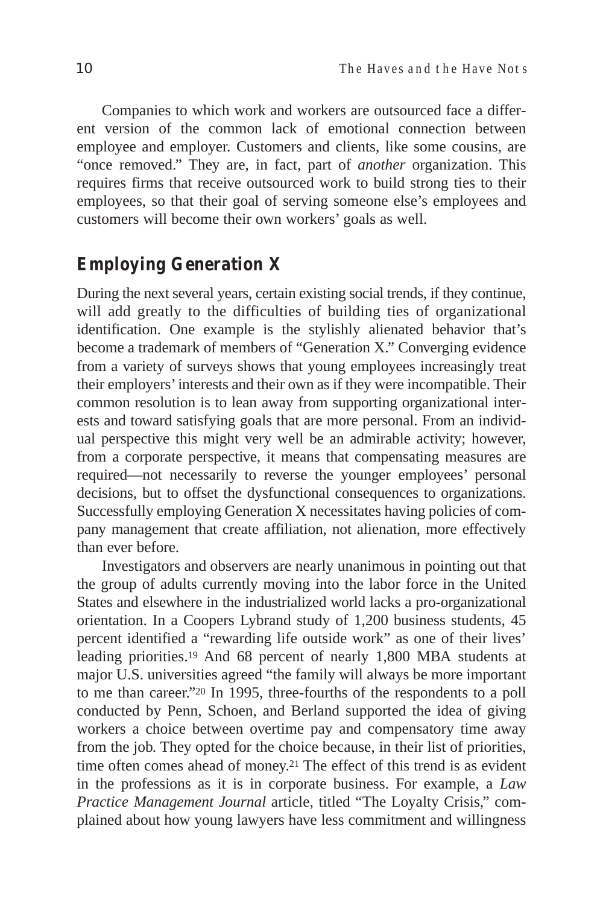Companies to which work and workers are outsourced face a different version of the common lack of emotional connection between employee and employer. Customers and clients, like some cousins, are "once removed." They are, in fact, part of *another* organization. This requires firms that receive outsourced work to build strong ties to their employees, so that their goal of serving someone else's employees and customers will become their own workers' goals as well.

## Employing Generation X

During the next several years, certain existing social trends, if they continue, will add greatly to the difficulties of building ties of organizational identification. One example is the stylishly alienated behavior that's become a trademark of members of "Generation X." Converging evidence from a variety of surveys shows that young employees increasingly treat their employers' interests and their own as if they were incompatible. Their common resolution is to lean away from supporting organizational interests and toward satisfying goals that are more personal. From an individual perspective this might very well be an admirable activity; however, from a corporate perspective, it means that compensating measures are required—not necessarily to reverse the younger employees' personal decisions, but to offset the dysfunctional consequences to organizations. Successfully employing Generation X necessitates having policies of company management that create affiliation, not alienation, more effectively than ever before.

Investigators and observers are nearly unanimous in pointing out that the group of adults currently moving into the labor force in the United States and elsewhere in the industrialized world lacks a pro-organizational orientation. In a Coopers Lybrand study of 1,200 business students, 45 percent identified a "rewarding life outside work" as one of their lives' leading priorities.[19] And 68 percent of nearly 1,800 MBA students at major U.S. universities agreed "the family will always be more important to me than career."[20] In 1995, three-fourths of the respondents to a poll conducted by Penn, Schoen, and Berland supported the idea of giving workers a choice between overtime pay and compensatory time away from the job. They opted for the choice because, in their list of priorities, time often comes ahead of money.[21] The effect of this trend is as evident in the professions as it is in corporate business. For example, a *Law Practice Management Journal* article, titled "The Loyalty Crisis," complained about how young lawyers have less commitment and willingness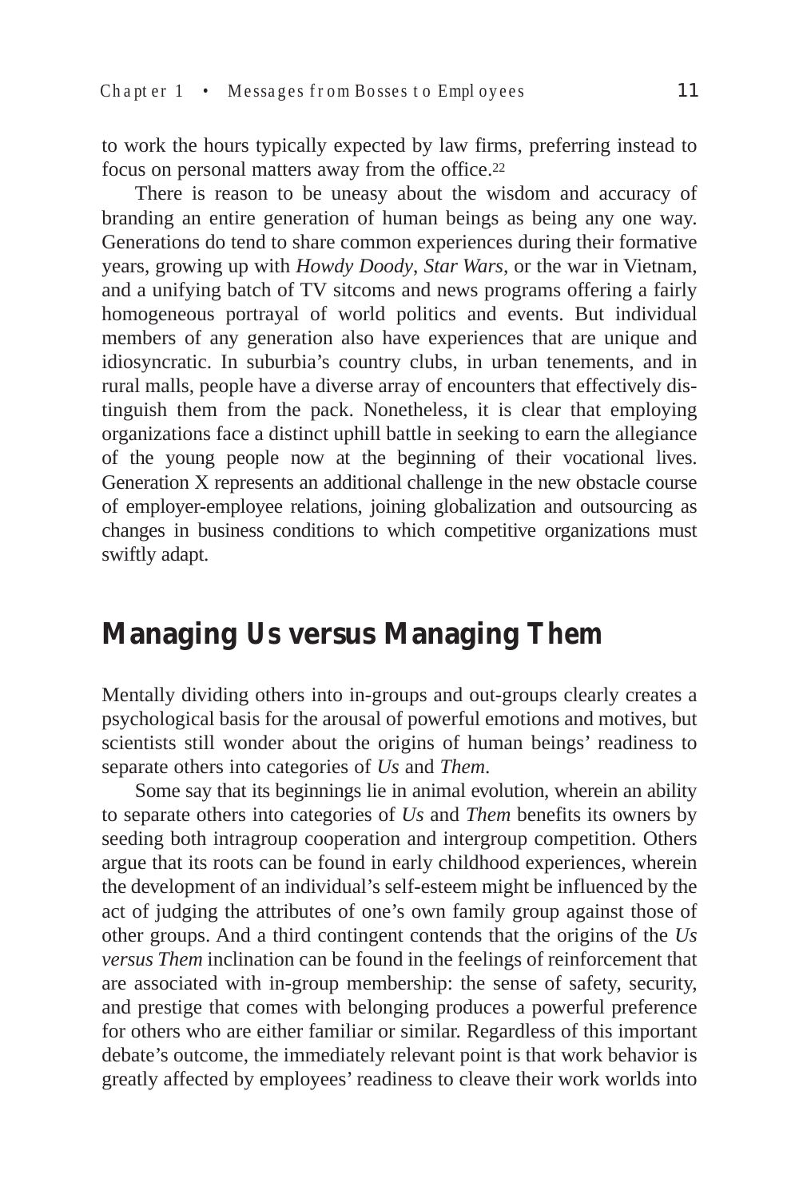to work the hours typically expected by law firms, preferring instead to focus on personal matters away from the office.[22]

There is reason to be uneasy about the wisdom and accuracy of branding an entire generation of human beings as being any one way. Generations do tend to share common experiences during their formative years, growing up with *Howdy Doody*, *Star Wars*, or the war in Vietnam, and a unifying batch of TV sitcoms and news programs offering a fairly homogeneous portrayal of world politics and events. But individual members of any generation also have experiences that are unique and idiosyncratic. In suburbia's country clubs, in urban tenements, and in rural malls, people have a diverse array of encounters that effectively distinguish them from the pack. Nonetheless, it is clear that employing organizations face a distinct uphill battle in seeking to earn the allegiance of the young people now at the beginning of their vocational lives. Generation X represents an additional challenge in the new obstacle course of employer-employee relations, joining globalization and outsourcing as changes in business conditions to which competitive organizations must swiftly adapt.

## Managing Us versus Managing Them

Mentally dividing others into in-groups and out-groups clearly creates a psychological basis for the arousal of powerful emotions and motives, but scientists still wonder about the origins of human beings' readiness to separate others into categories of *Us* and *Them*.

Some say that its beginnings lie in animal evolution, wherein an ability to separate others into categories of *Us* and *Them* benefits its owners by seeding both intragroup cooperation and intergroup competition. Others argue that its roots can be found in early childhood experiences, wherein the development of an individual's self-esteem might be influenced by the act of judging the attributes of one's own family group against those of other groups. And a third contingent contends that the origins of the *Us versus Them* inclination can be found in the feelings of reinforcement that are associated with in-group membership: the sense of safety, security, and prestige that comes with belonging produces a powerful preference for others who are either familiar or similar. Regardless of this important debate's outcome, the immediately relevant point is that work behavior is greatly affected by employees' readiness to cleave their work worlds into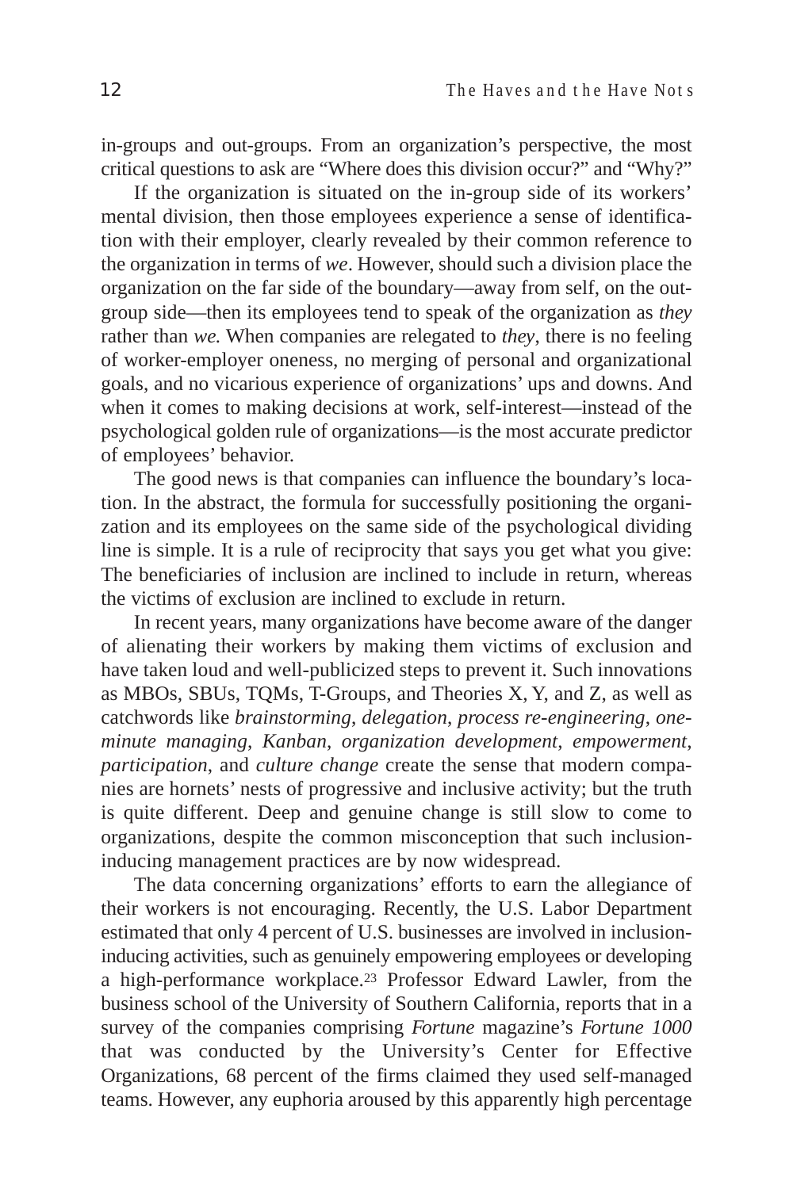in-groups and out-groups. From an organization's perspective, the most critical questions to ask are "Where does this division occur?" and "Why?"

If the organization is situated on the in-group side of its workers' mental division, then those employees experience a sense of identification with their employer, clearly revealed by their common reference to the organization in terms of *we*. However, should such a division place the organization on the far side of the boundary—away from self, on the out-group side—then its employees tend to speak of the organization as *they* rather than *we.* When companies are relegated to *they*, there is no feeling of worker-employer oneness, no merging of personal and organizational goals, and no vicarious experience of organizations' ups and downs. And when it comes to making decisions at work, self-interest—instead of the psychological golden rule of organizations—is the most accurate predictor of employees' behavior.

The good news is that companies can influence the boundary's location. In the abstract, the formula for successfully positioning the organization and its employees on the same side of the psychological dividing line is simple. It is a rule of reciprocity that says you get what you give: The beneficiaries of inclusion are inclined to include in return, whereas the victims of exclusion are inclined to exclude in return.

In recent years, many organizations have become aware of the danger of alienating their workers by making them victims of exclusion and have taken loud and well-publicized steps to prevent it. Such innovations as MBOs, SBUs, TQMs, T-Groups, and Theories X, Y, and Z, as well as catchwords like *brainstorming*, *delegation*, *process re-engineering*, *one-minute managing*, *Kanban*, *organization development*, *empowerment*, *participation*, and *culture change* create the sense that modern companies are hornets' nests of progressive and inclusive activity; but the truth is quite different. Deep and genuine change is still slow to come to organizations, despite the common misconception that such inclusion-inducing management practices are by now widespread.

The data concerning organizations' efforts to earn the allegiance of their workers is not encouraging. Recently, the U.S. Labor Department estimated that only 4 percent of U.S. businesses are involved in inclusion-inducing activities, such as genuinely empowering employees or developing a high-performance workplace.[23] Professor Edward Lawler, from the business school of the University of Southern California, reports that in a survey of the companies comprising *Fortune* magazine's *Fortune 1000* that was conducted by the University's Center for Effective Organizations, 68 percent of the firms claimed they used self-managed teams. However, any euphoria aroused by this apparently high percentage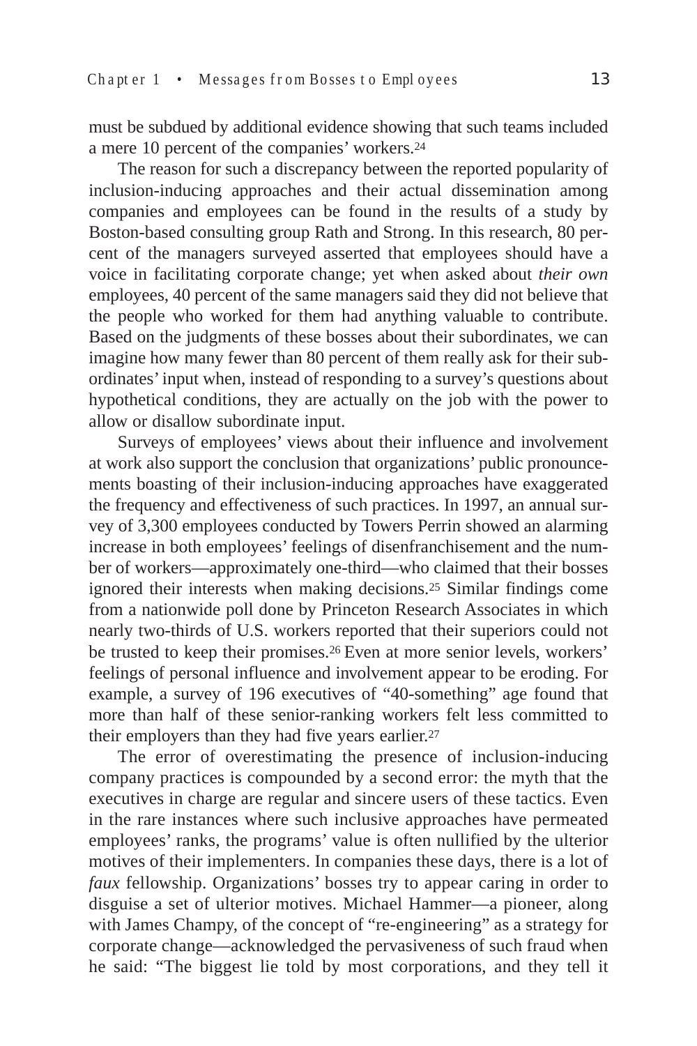must be subdued by additional evidence showing that such teams included a mere 10 percent of the companies' workers.[24]

The reason for such a discrepancy between the reported popularity of inclusion-inducing approaches and their actual dissemination among companies and employees can be found in the results of a study by Boston-based consulting group Rath and Strong. In this research, 80 percent of the managers surveyed asserted that employees should have a voice in facilitating corporate change; yet when asked about *their own* employees, 40 percent of the same managers said they did not believe that the people who worked for them had anything valuable to contribute. Based on the judgments of these bosses about their subordinates, we can imagine how many fewer than 80 percent of them really ask for their subordinates' input when, instead of responding to a survey's questions about hypothetical conditions, they are actually on the job with the power to allow or disallow subordinate input.

Surveys of employees' views about their influence and involvement at work also support the conclusion that organizations' public pronouncements boasting of their inclusion-inducing approaches have exaggerated the frequency and effectiveness of such practices. In 1997, an annual survey of 3,300 employees conducted by Towers Perrin showed an alarming increase in both employees' feelings of disenfranchisement and the number of workers—approximately one-third—who claimed that their bosses ignored their interests when making decisions.[25] Similar findings come from a nationwide poll done by Princeton Research Associates in which nearly two-thirds of U.S. workers reported that their superiors could not be trusted to keep their promises.[26] Even at more senior levels, workers' feelings of personal influence and involvement appear to be eroding. For example, a survey of 196 executives of "40-something" age found that more than half of these senior-ranking workers felt less committed to their employers than they had five years earlier.[27]

The error of overestimating the presence of inclusion-inducing company practices is compounded by a second error: the myth that the executives in charge are regular and sincere users of these tactics. Even in the rare instances where such inclusive approaches have permeated employees' ranks, the programs' value is often nullified by the ulterior motives of their implementers. In companies these days, there is a lot of *faux* fellowship. Organizations' bosses try to appear caring in order to disguise a set of ulterior motives. Michael Hammer—a pioneer, along with James Champy, of the concept of "re-engineering" as a strategy for corporate change—acknowledged the pervasiveness of such fraud when he said: "The biggest lie told by most corporations, and they tell it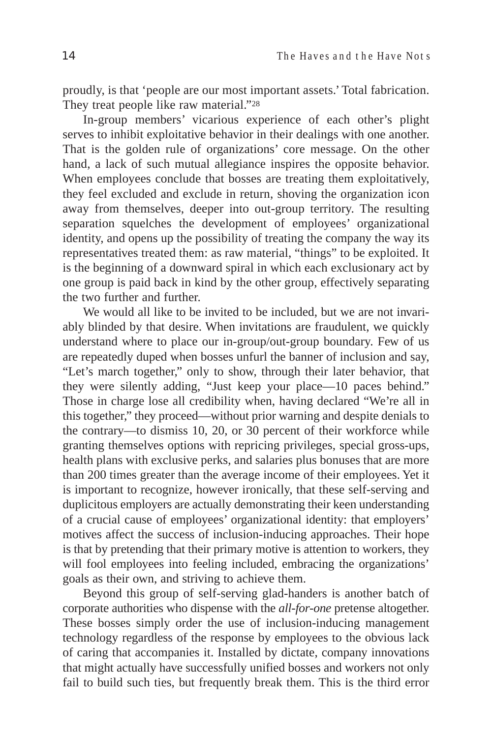proudly, is that 'people are our most important assets.' Total fabrication. They treat people like raw material."[28]

In-group members' vicarious experience of each other's plight serves to inhibit exploitative behavior in their dealings with one another. That is the golden rule of organizations' core message. On the other hand, a lack of such mutual allegiance inspires the opposite behavior. When employees conclude that bosses are treating them exploitatively, they feel excluded and exclude in return, shoving the organization icon away from themselves, deeper into out-group territory. The resulting separation squelches the development of employees' organizational identity, and opens up the possibility of treating the company the way its representatives treated them: as raw material, "things" to be exploited. It is the beginning of a downward spiral in which each exclusionary act by one group is paid back in kind by the other group, effectively separating the two further and further.

We would all like to be invited to be included, but we are not invariably blinded by that desire. When invitations are fraudulent, we quickly understand where to place our in-group/out-group boundary. Few of us are repeatedly duped when bosses unfurl the banner of inclusion and say, "Let's march together," only to show, through their later behavior, that they were silently adding, "Just keep your place—10 paces behind." Those in charge lose all credibility when, having declared "We're all in this together," they proceed—without prior warning and despite denials to the contrary—to dismiss 10, 20, or 30 percent of their workforce while granting themselves options with repricing privileges, special gross-ups, health plans with exclusive perks, and salaries plus bonuses that are more than 200 times greater than the average income of their employees. Yet it is important to recognize, however ironically, that these self-serving and duplicitous employers are actually demonstrating their keen understanding of a crucial cause of employees' organizational identity: that employers' motives affect the success of inclusion-inducing approaches. Their hope is that by pretending that their primary motive is attention to workers, they will fool employees into feeling included, embracing the organizations' goals as their own, and striving to achieve them.

Beyond this group of self-serving glad-handers is another batch of corporate authorities who dispense with the *all-for-one* pretense altogether. These bosses simply order the use of inclusion-inducing management technology regardless of the response by employees to the obvious lack of caring that accompanies it. Installed by dictate, company innovations that might actually have successfully unified bosses and workers not only fail to build such ties, but frequently break them. This is the third error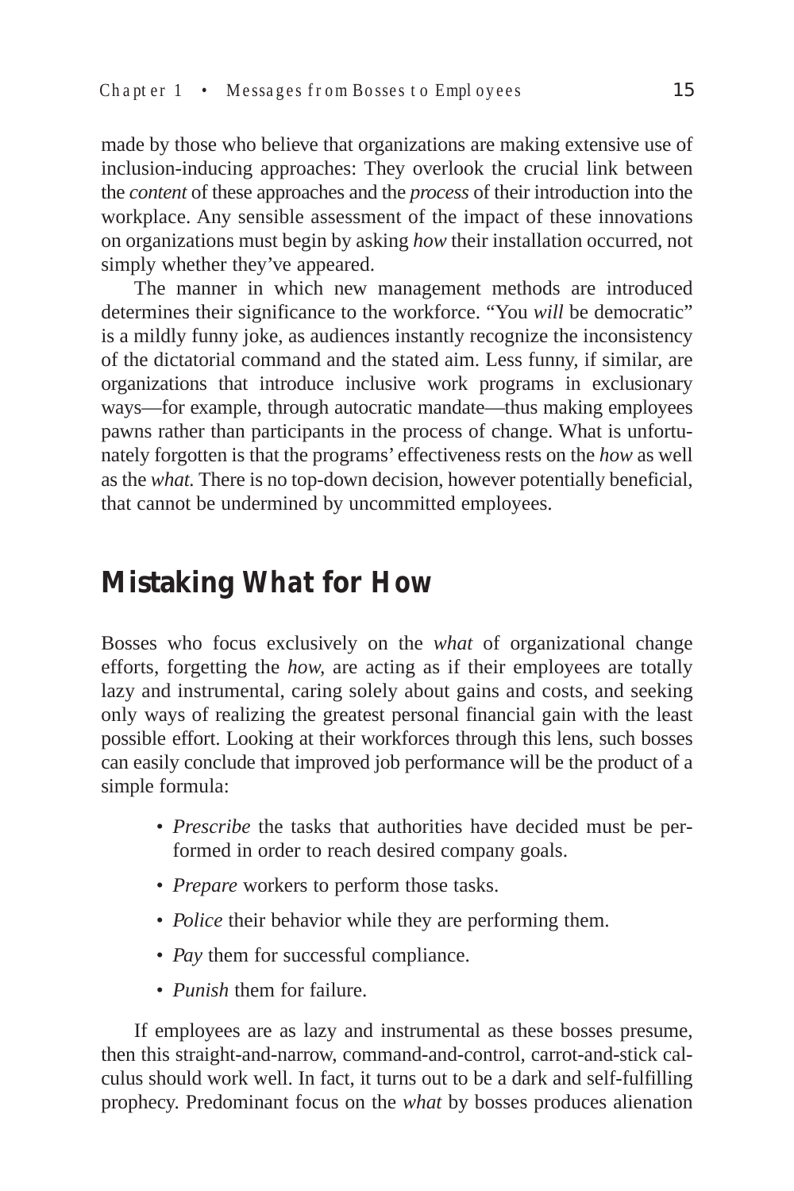made by those who believe that organizations are making extensive use of inclusion-inducing approaches: They overlook the crucial link between the *content* of these approaches and the *process* of their introduction into the workplace. Any sensible assessment of the impact of these innovations on organizations must begin by asking *how* their installation occurred, not simply whether they've appeared.

The manner in which new management methods are introduced determines their significance to the workforce. "You *will* be democratic" is a mildly funny joke, as audiences instantly recognize the inconsistency of the dictatorial command and the stated aim. Less funny, if similar, are organizations that introduce inclusive work programs in exclusionary ways—for example, through autocratic mandate—thus making employees pawns rather than participants in the process of change. What is unfortunately forgotten is that the programs' effectiveness rests on the *how* as well as the *what.* There is no top-down decision, however potentially beneficial, that cannot be undermined by uncommitted employees.

## Mistaking What for How

Bosses who focus exclusively on the *what* of organizational change efforts, forgetting the *how,* are acting as if their employees are totally lazy and instrumental, caring solely about gains and costs, and seeking only ways of realizing the greatest personal financial gain with the least possible effort. Looking at their workforces through this lens, such bosses can easily conclude that improved job performance will be the product of a simple formula:

- *Prescribe* the tasks that authorities have decided must be performed in order to reach desired company goals.
- *Prepare* workers to perform those tasks.
- *Police* their behavior while they are performing them.
- *Pay* them for successful compliance.
- *Punish* them for failure.

If employees are as lazy and instrumental as these bosses presume, then this straight-and-narrow, command-and-control, carrot-and-stick calculus should work well. In fact, it turns out to be a dark and self-fulfilling prophecy. Predominant focus on the *what* by bosses produces alienation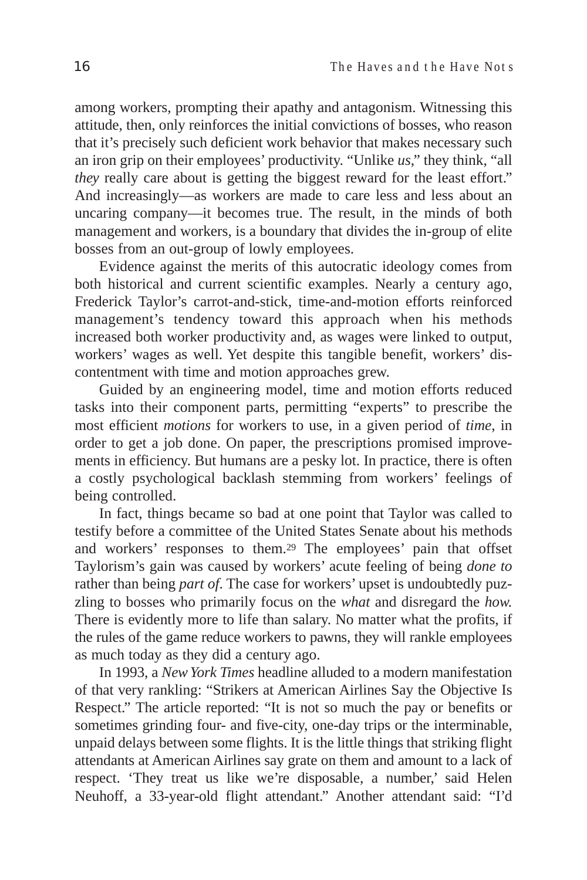among workers, prompting their apathy and antagonism. Witnessing this attitude, then, only reinforces the initial convictions of bosses, who reason that it's precisely such deficient work behavior that makes necessary such an iron grip on their employees' productivity. "Unlike *us*," they think, "all *they* really care about is getting the biggest reward for the least effort." And increasingly—as workers are made to care less and less about an uncaring company—it becomes true. The result, in the minds of both management and workers, is a boundary that divides the in-group of elite bosses from an out-group of lowly employees.

Evidence against the merits of this autocratic ideology comes from both historical and current scientific examples. Nearly a century ago, Frederick Taylor's carrot-and-stick, time-and-motion efforts reinforced management's tendency toward this approach when his methods increased both worker productivity and, as wages were linked to output, workers' wages as well. Yet despite this tangible benefit, workers' discontentment with time and motion approaches grew.

Guided by an engineering model, time and motion efforts reduced tasks into their component parts, permitting "experts" to prescribe the most efficient *motions* for workers to use, in a given period of *time,* in order to get a job done. On paper, the prescriptions promised improvements in efficiency. But humans are a pesky lot. In practice, there is often a costly psychological backlash stemming from workers' feelings of being controlled.

In fact, things became so bad at one point that Taylor was called to testify before a committee of the United States Senate about his methods and workers' responses to them.[29] The employees' pain that offset Taylorism's gain was caused by workers' acute feeling of being *done to* rather than being *part of*. The case for workers' upset is undoubtedly puzzling to bosses who primarily focus on the *what* and disregard the *how.* There is evidently more to life than salary. No matter what the profits, if the rules of the game reduce workers to pawns, they will rankle employees as much today as they did a century ago.

In 1993, a *New York Times* headline alluded to a modern manifestation of that very rankling: "Strikers at American Airlines Say the Objective Is Respect." The article reported: "It is not so much the pay or benefits or sometimes grinding four- and five-city, one-day trips or the interminable, unpaid delays between some flights. It is the little things that striking flight attendants at American Airlines say grate on them and amount to a lack of respect. 'They treat us like we're disposable, a number,' said Helen Neuhoff, a 33-year-old flight attendant." Another attendant said: "I'd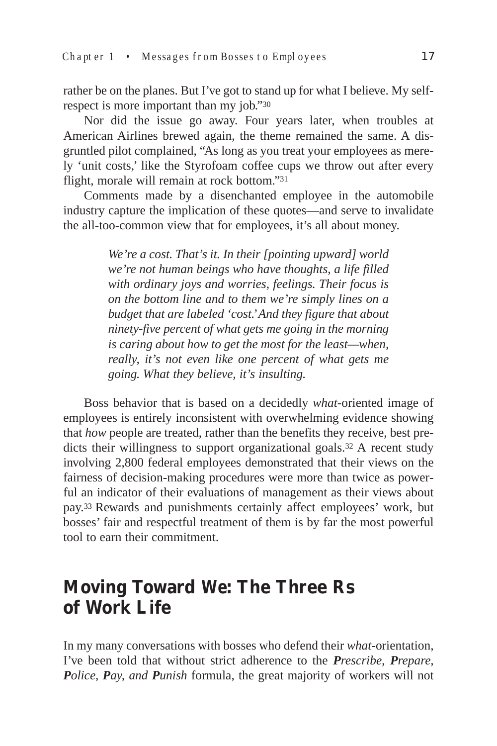rather be on the planes. But I've got to stand up for what I believe. My self-respect is more important than my job."[30]

Nor did the issue go away. Four years later, when troubles at American Airlines brewed again, the theme remained the same. A disgruntled pilot complained, "As long as you treat your employees as merely 'unit costs,' like the Styrofoam coffee cups we throw out after every flight, morale will remain at rock bottom."[31]

Comments made by a disenchanted employee in the automobile industry capture the implication of these quotes—and serve to invalidate the all-too-common view that for employees, it's all about money.

> *We're a cost. That's it. In their [pointing upward] world we're not human beings who have thoughts, a life filled with ordinary joys and worries, feelings. Their focus is on the bottom line and to them we're simply lines on a budget that are labeled 'cost.' And they figure that about ninety-five percent of what gets me going in the morning is caring about how to get the most for the least—when, really, it's not even like one percent of what gets me going. What they believe, it's insulting.*

Boss behavior that is based on a decidedly *what*-oriented image of employees is entirely inconsistent with overwhelming evidence showing that *how* people are treated, rather than the benefits they receive, best predicts their willingness to support organizational goals.[32] A recent study involving 2,800 federal employees demonstrated that their views on the fairness of decision-making procedures were more than twice as powerful an indicator of their evaluations of management as their views about pay.[33] Rewards and punishments certainly affect employees' work, but bosses' fair and respectful treatment of them is by far the most powerful tool to earn their commitment.

## Moving Toward We: The Three Rs of Work Life

In my many conversations with bosses who defend their *what*-orientation, I've been told that without strict adherence to the ***P****rescribe,* ***P****repare,* ***P****olice,* ***P****ay, and* ***P****unish* formula, the great majority of workers will not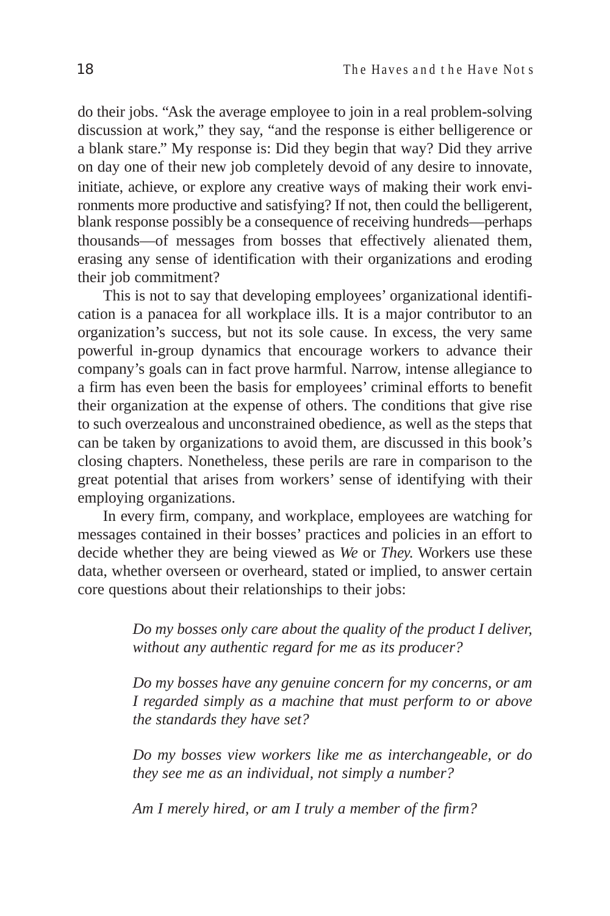do their jobs. "Ask the average employee to join in a real problem-solving discussion at work," they say, "and the response is either belligerence or a blank stare." My response is: Did they begin that way? Did they arrive on day one of their new job completely devoid of any desire to innovate, initiate, achieve, or explore any creative ways of making their work environments more productive and satisfying? If not, then could the belligerent, blank response possibly be a consequence of receiving hundreds—perhaps thousands—of messages from bosses that effectively alienated them, erasing any sense of identification with their organizations and eroding their job commitment?

This is not to say that developing employees' organizational identification is a panacea for all workplace ills. It is a major contributor to an organization's success, but not its sole cause. In excess, the very same powerful in-group dynamics that encourage workers to advance their company's goals can in fact prove harmful. Narrow, intense allegiance to a firm has even been the basis for employees' criminal efforts to benefit their organization at the expense of others. The conditions that give rise to such overzealous and unconstrained obedience, as well as the steps that can be taken by organizations to avoid them, are discussed in this book's closing chapters. Nonetheless, these perils are rare in comparison to the great potential that arises from workers' sense of identifying with their employing organizations.

In every firm, company, and workplace, employees are watching for messages contained in their bosses' practices and policies in an effort to decide whether they are being viewed as *We* or *They.* Workers use these data, whether overseen or overheard, stated or implied, to answer certain core questions about their relationships to their jobs:

> *Do my bosses only care about the quality of the product I deliver, without any authentic regard for me as its producer?*
>
> *Do my bosses have any genuine concern for my concerns, or am I regarded simply as a machine that must perform to or above the standards they have set?*
>
> *Do my bosses view workers like me as interchangeable, or do they see me as an individual, not simply a number?*
>
> *Am I merely hired, or am I truly a member of the firm?*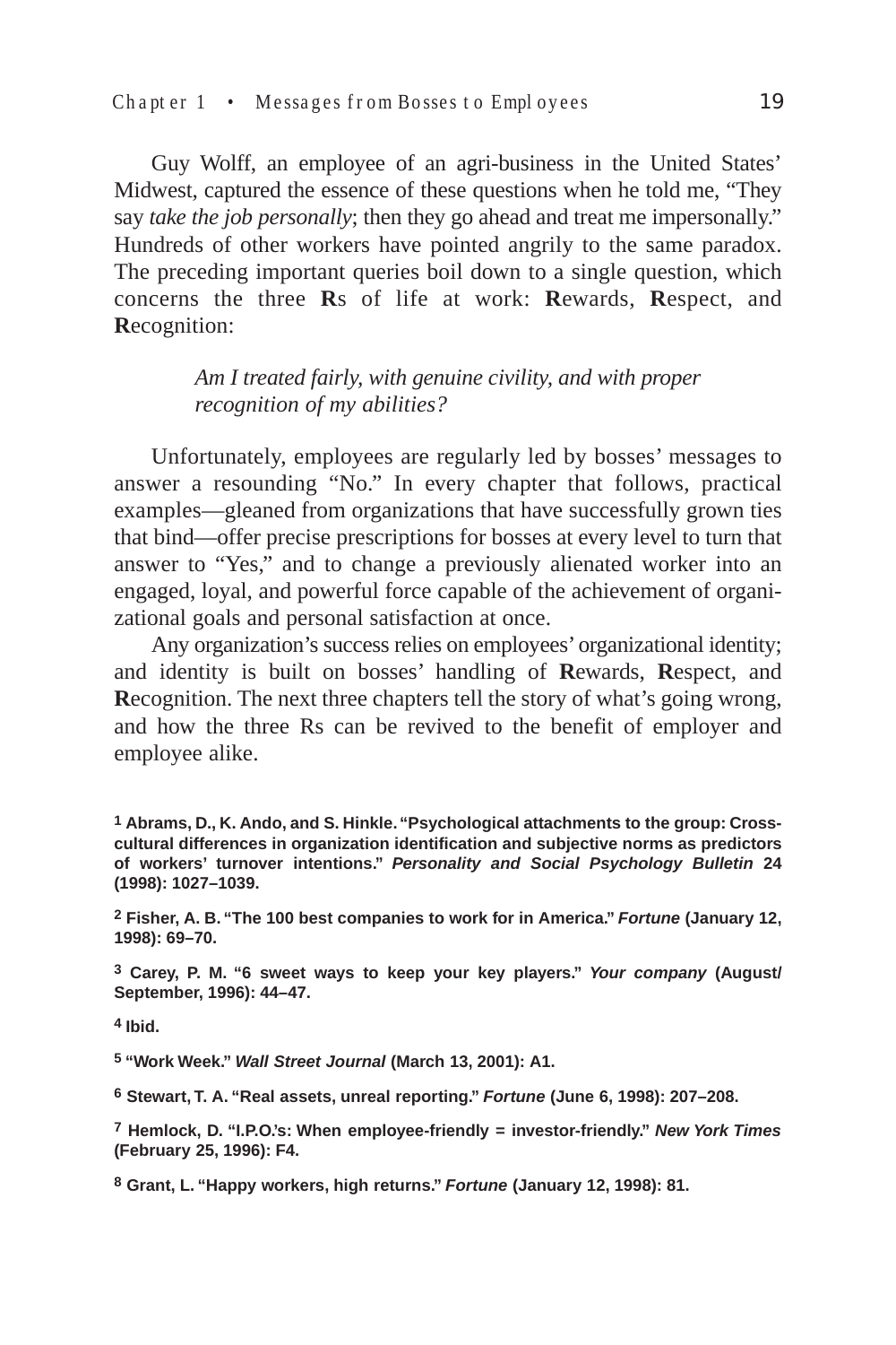Guy Wolff, an employee of an agri-business in the United States' Midwest, captured the essence of these questions when he told me, "They say *take the job personally*; then they go ahead and treat me impersonally." Hundreds of other workers have pointed angrily to the same paradox. The preceding important queries boil down to a single question, which concerns the three **R**s of life at work: **R**ewards, **R**espect, and **R**ecognition:

> *Am I treated fairly, with genuine civility, and with proper recognition of my abilities?*

Unfortunately, employees are regularly led by bosses' messages to answer a resounding "No." In every chapter that follows, practical examples—gleaned from organizations that have successfully grown ties that bind—offer precise prescriptions for bosses at every level to turn that answer to "Yes," and to change a previously alienated worker into an engaged, loyal, and powerful force capable of the achievement of organizational goals and personal satisfaction at once.

Any organization's success relies on employees' organizational identity; and identity is built on bosses' handling of **R**ewards, **R**espect, and **R**ecognition. The next three chapters tell the story of what's going wrong, and how the three Rs can be revived to the benefit of employer and employee alike.

**[1] Abrams, D., K. Ando, and S. Hinkle. "Psychological attachments to the group: Cross-cultural differences in organization identification and subjective norms as predictors of workers' turnover intentions." *Personality and Social Psychology Bulletin* 24 (1998): 1027–1039.**

**[2] Fisher, A. B. "The 100 best companies to work for in America." *Fortune* (January 12, 1998): 69–70.**

**[3] Carey, P. M. "6 sweet ways to keep your key players." *Your company* (August/September, 1996): 44–47.**

**[4] Ibid.**

**[5] "Work Week." *Wall Street Journal* (March 13, 2001): A1.**

**[6] Stewart, T. A. "Real assets, unreal reporting." *Fortune* (June 6, 1998): 207–208.**

**[7] Hemlock, D. "I.P.O.'s: When employee-friendly = investor-friendly." *New York Times* (February 25, 1996): F4.**

**[8] Grant, L. "Happy workers, high returns." *Fortune* (January 12, 1998): 81.**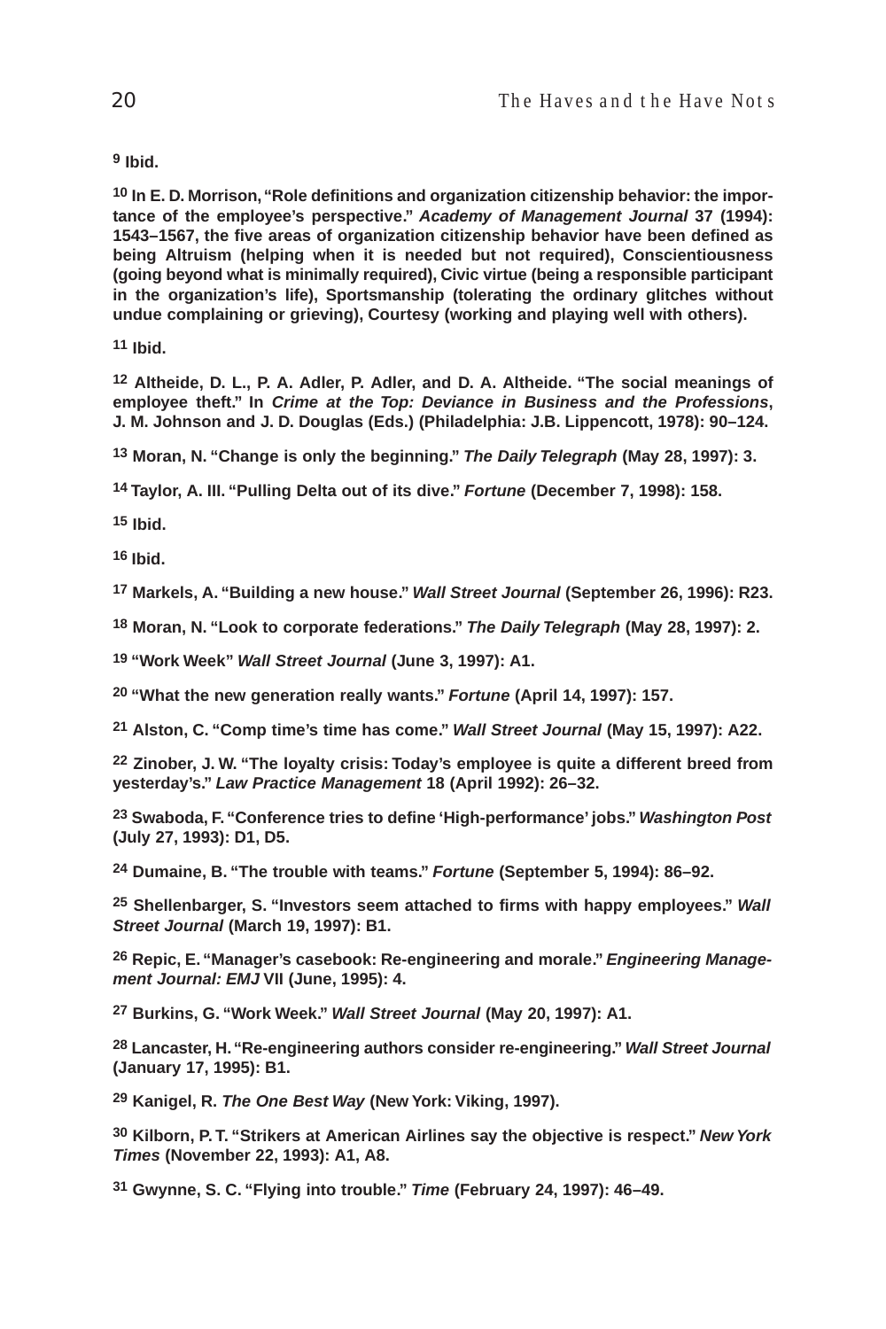[9] Ibid.

[10] In E. D. Morrison, "Role definitions and organization citizenship behavior: the importance of the employee's perspective." *Academy of Management Journal* 37 (1994): 1543–1567, the five areas of organization citizenship behavior have been defined as being Altruism (helping when it is needed but not required), Conscientiousness (going beyond what is minimally required), Civic virtue (being a responsible participant in the organization's life), Sportsmanship (tolerating the ordinary glitches without undue complaining or grieving), Courtesy (working and playing well with others).

[11] Ibid.

[12] Altheide, D. L., P. A. Adler, P. Adler, and D. A. Altheide. "The social meanings of employee theft." In *Crime at the Top: Deviance in Business and the Professions*, J. M. Johnson and J. D. Douglas (Eds.) (Philadelphia: J.B. Lippencott, 1978): 90–124.

[13] Moran, N. "Change is only the beginning." *The Daily Telegraph* (May 28, 1997): 3.

[14] Taylor, A. III. "Pulling Delta out of its dive." *Fortune* (December 7, 1998): 158.

[15] Ibid.

[16] Ibid.

[17] Markels, A. "Building a new house." *Wall Street Journal* (September 26, 1996): R23.

[18] Moran, N. "Look to corporate federations." *The Daily Telegraph* (May 28, 1997): 2.

[19] "Work Week" *Wall Street Journal* (June 3, 1997): A1.

[20] "What the new generation really wants." *Fortune* (April 14, 1997): 157.

[21] Alston, C. "Comp time's time has come." *Wall Street Journal* (May 15, 1997): A22.

[22] Zinober, J. W. "The loyalty crisis: Today's employee is quite a different breed from yesterday's." *Law Practice Management* 18 (April 1992): 26–32.

[23] Swaboda, F. "Conference tries to define 'High-performance' jobs." *Washington Post* (July 27, 1993): D1, D5.

[24] Dumaine, B. "The trouble with teams." *Fortune* (September 5, 1994): 86–92.

[25] Shellenbarger, S. "Investors seem attached to firms with happy employees." *Wall Street Journal* (March 19, 1997): B1.

[26] Repic, E. "Manager's casebook: Re-engineering and morale." *Engineering Management Journal: EMJ* VII (June, 1995): 4.

[27] Burkins, G. "Work Week." *Wall Street Journal* (May 20, 1997): A1.

[28] Lancaster, H. "Re-engineering authors consider re-engineering." *Wall Street Journal* (January 17, 1995): B1.

[29] Kanigel, R. *The One Best Way* (New York: Viking, 1997).

[30] Kilborn, P. T. "Strikers at American Airlines say the objective is respect." *New York Times* (November 22, 1993): A1, A8.

[31] Gwynne, S. C. "Flying into trouble." *Time* (February 24, 1997): 46–49.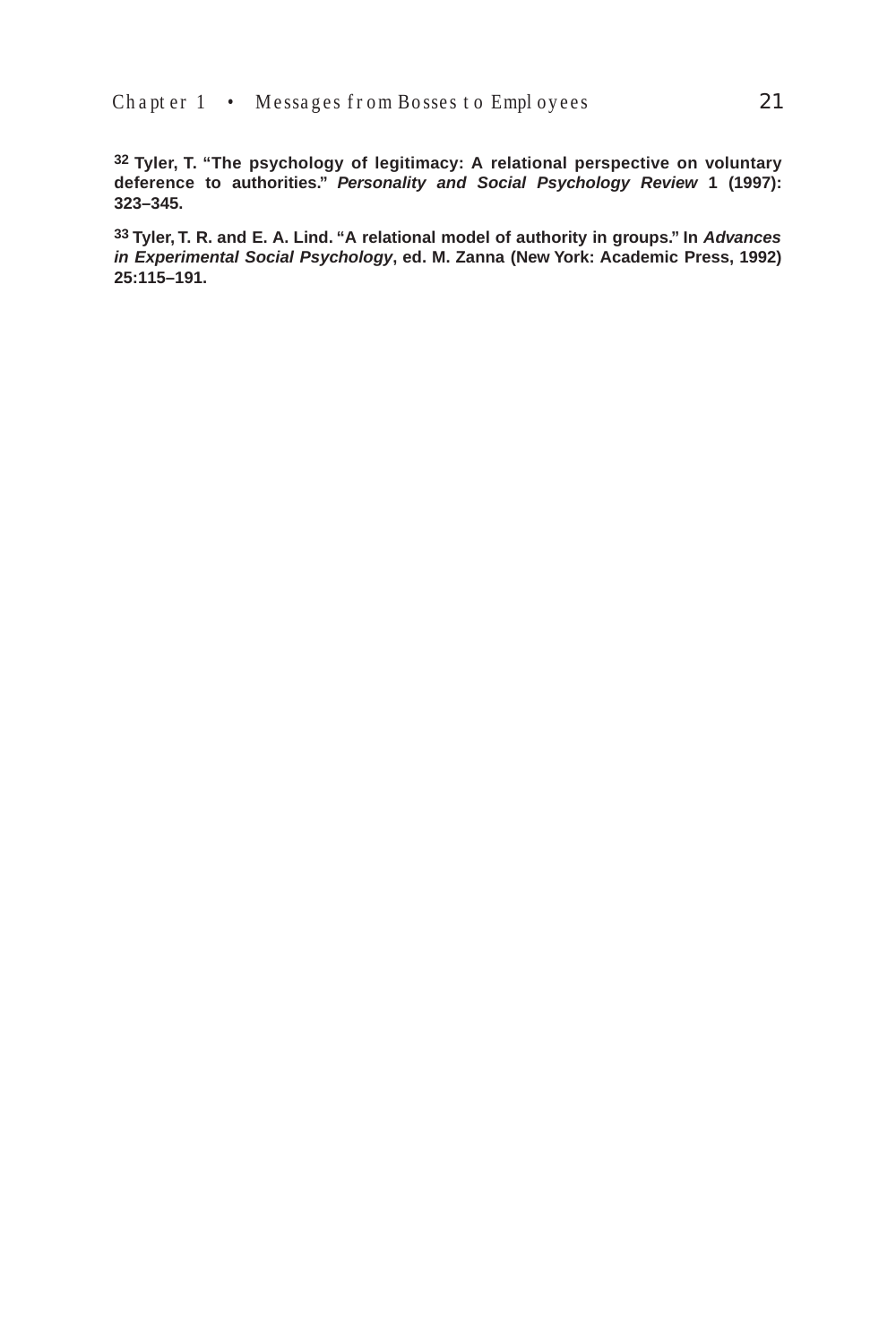[32] Tyler, T. "The psychology of legitimacy: A relational perspective on voluntary deference to authorities." *Personality and Social Psychology Review* 1 (1997): 323–345.

[33] Tyler, T. R. and E. A. Lind. "A relational model of authority in groups." In *Advances in Experimental Social Psychology*, ed. M. Zanna (New York: Academic Press, 1992) 25:115–191.